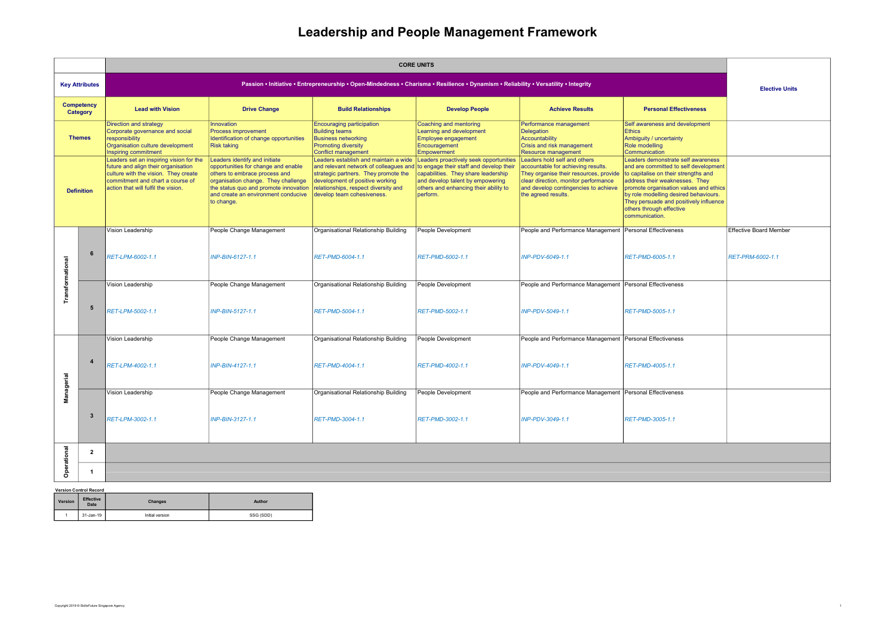# Leadership and People Management Framework

| | | CORE UNITS | | | | | | Elective Units |
|---|---|---|---|---|---|---|---|---|
| **Key Attributes** | | Passion • Initiative • Entrepreneurship • Open-Mindedness • Charisma • Resilience • Dynamism • Reliability • Versatility • Integrity | | | | | | |
| **Competency Category** | | **Lead with Vision** | **Drive Change** | **Build Relationships** | **Develop People** | **Achieve Results** | **Personal Effectiveness** | |
| **Themes** | | Direction and strategy<br>Corporate governance and social responsibility<br>Organisation culture development<br>Inspiring commitment | Innovation<br>Process improvement<br>Identification of change opportunities<br>Risk taking | Encouraging participation<br>Building teams<br>Business networking<br>Promoting diversity<br>Conflict management | Coaching and mentoring<br>Learning and development<br>Employee engagement<br>Encouragement<br>Empowerment | Performance management<br>Delegation<br>Accountability<br>Crisis and risk management<br>Resource management | Self awareness and development<br>Ethics<br>Ambiguity / uncertainty<br>Role modelling<br>Communication | |
| **Definition** | | Leaders set an inspiring vision for the future and align their organisation culture with the vision. They create commitment and chart a course of action that will fulfil the vision. | Leaders identify and initiate opportunities for change and enable others to embrace process and organisation change. They challenge the status quo and promote innovation and create an environment conducive to change. | Leaders establish and maintain a wide and relevant network of colleagues and strategic partners. They promote the development of positive working relationships, respect diversity and develop team cohesiveness. | Leaders proactively seek opportunities to engage their staff and develop their capabilities. They share leadership and develop talent by empowering others and enhancing their ability to perform. | Leaders hold self and others accountable for achieving results. They organise their resources, provide clear direction, monitor performance and develop contingencies to achieve the agreed results. | Leaders demonstrate self awareness and are committed to self development to capitalise on their strengths and address their weaknesses. They promote organisation values and ethics by role modelling desired behaviours. They persuade and positively influence others through effective communication. | |
| **Transformational** | **6** | Vision Leadership<br>*RET-LPM-6002-1.1* | People Change Management<br>*INP-BIN-6127-1.1* | Organisational Relationship Building<br>*RET-PMD-6004-1.1* | People Development<br>*RET-PMD-6002-1.1* | People and Performance Management<br>*INP-PDV-6049-1.1* | Personal Effectiveness<br>*RET-PMD-6005-1.1* | Effective Board Member<br>*RET-PRM-6002-1.1* |
| | **5** | Vision Leadership<br>*RET-LPM-5002-1.1* | People Change Management<br>*INP-BIN-5127-1.1* | Organisational Relationship Building<br>*RET-PMD-5004-1.1* | People Development<br>*RET-PMD-5002-1.1* | People and Performance Management<br>*INP-PDV-5049-1.1* | Personal Effectiveness<br>*RET-PMD-5005-1.1* | |
| **Managerial** | **4** | Vision Leadership<br>*RET-LPM-4002-1.1* | People Change Management<br>*INP-BIN-4127-1.1* | Organisational Relationship Building<br>*RET-PMD-4004-1.1* | People Development<br>*RET-PMD-4002-1.1* | People and Performance Management<br>*INP-PDV-4049-1.1* | Personal Effectiveness<br>*RET-PMD-4005-1.1* | |
| | **3** | Vision Leadership<br>*RET-LPM-3002-1.1* | People Change Management<br>*INP-BIN-3127-1.1* | Organisational Relationship Building<br>*RET-PMD-3004-1.1* | People Development<br>*RET-PMD-3002-1.1* | People and Performance Management<br>*INP-PDV-3049-1.1* | Personal Effectiveness<br>*RET-PMD-3005-1.1* | |
| **Operational** | **2** | | | | | | | |
| | **1** | | | | | | | |

**Version Control Record**

| Version | Effective Date | Changes | Author |
|---|---|---|---|
| 1 | 31-Jan-19 | Initial version | SSG (SDD) |

Copyright 2019 © SkillsFuture Singapore Agency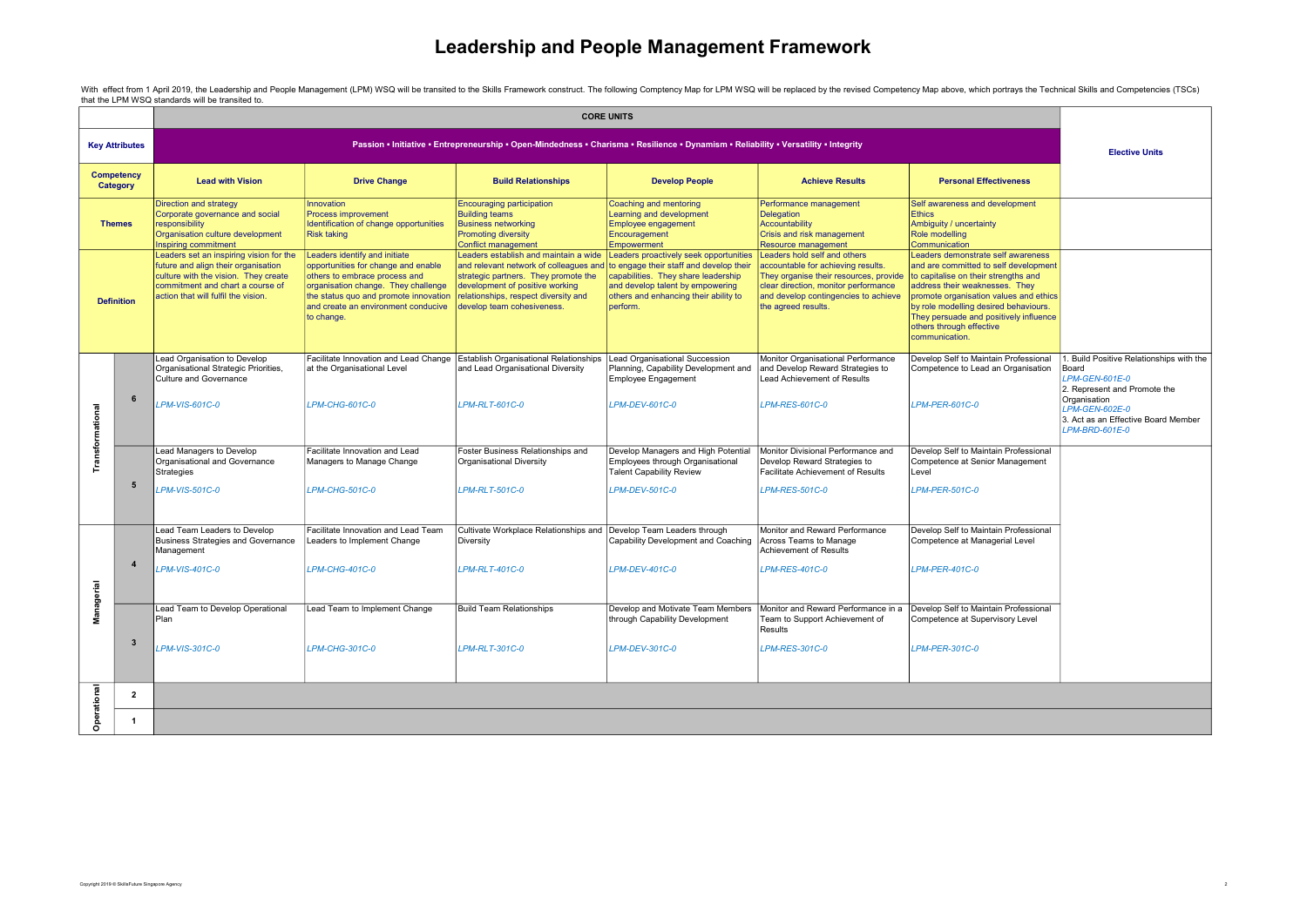# Leadership and People Management Framework

With effect from 1 April 2019, the Leadership and People Management (LPM) WSQ will be transited to the Skills Framework construct. The following Comptency Map for LPM WSQ will be replaced by the revised Competency Map above, which portrays the Technical Skills and Competencies (TSCs) that the LPM WSQ standards will be transited to.

| | | CORE UNITS | | | | | | Elective Units |
|---|---|---|---|---|---|---|---|---|
| **Key Attributes** | | Passion • Initiative • Entrepreneurship • Open-Mindedness • Charisma • Resilience • Dynamism • Reliability • Versatility • Integrity | | | | | | |
| **Competency Category** | | **Lead with Vision** | **Drive Change** | **Build Relationships** | **Develop People** | **Achieve Results** | **Personal Effectiveness** | |
| **Themes** | | Direction and strategy<br>Corporate governance and social responsibility<br>Organisation culture development<br>Inspiring commitment | Innovation<br>Process improvement<br>Identification of change opportunities<br>Risk taking | Encouraging participation<br>Building teams<br>Business networking<br>Promoting diversity<br>Conflict management | Coaching and mentoring<br>Learning and development<br>Employee engagement<br>Encouragement<br>Empowerment | Performance management<br>Delegation<br>Accountability<br>Crisis and risk management<br>Resource management | Self awareness and development<br>Ethics<br>Ambiguity / uncertainty<br>Role modelling<br>Communication | |
| **Definition** | | Leaders set an inspiring vision for the future and align their organisation culture with the vision. They create commitment and chart a course of action that will fulfil the vision. | Leaders identify and initiate opportunities for change and enable others to embrace process and organisation change. They challenge the status quo and promote innovation and create an environment conducive to change. | Leaders establish and maintain a wide and relevant network of colleagues and strategic partners. They promote the development of positive working relationships, respect diversity and develop team cohesiveness. | Leaders proactively seek opportunities to engage their staff and develop their capabilities. They share leadership and develop talent by empowering others and enhancing their ability to perform. | Leaders hold self and others accountable for achieving results. They organise their resources, provide clear direction, monitor performance and develop contingencies to achieve the agreed results. | Leaders demonstrate self awareness and are committed to self development to capitalise on their strengths and address their weaknesses. They promote organisation values and ethics by role modelling desired behaviours. They persuade and positively influence others through effective communication. | |
| Transformational | 6 | Lead Organisation to Develop Organisational Strategic Priorities, Culture and Governance<br>*LPM-VIS-601C-0* | Facilitate Innovation and Lead Change at the Organisational Level<br>*LPM-CHG-601C-0* | Establish Organisational Relationships and Lead Organisational Diversity<br>*LPM-RLT-601C-0* | Lead Organisational Succession Planning, Capability Development and Employee Engagement<br>*LPM-DEV-601C-0* | Monitor Organisational Performance and Develop Reward Strategies to Lead Achievement of Results<br>*LPM-RES-601C-0* | Develop Self to Maintain Professional Competence to Lead an Organisation<br>*LPM-PER-601C-0* | 1. Build Positive Relationships with the Board<br>*LPM-GEN-601E-0*<br>2. Represent and Promote the Organisation<br>*LPM-GEN-602E-0*<br>3. Act as an Effective Board Member<br>*LPM-BRD-601E-0* |
| Transformational | 5 | Lead Managers to Develop Organisational and Governance Strategies<br>*LPM-VIS-501C-0* | Facilitate Innovation and Lead Managers to Manage Change<br>*LPM-CHG-501C-0* | Foster Business Relationships and Organisational Diversity<br>*LPM-RLT-501C-0* | Develop Managers and High Potential Employees through Organisational Talent Capability Review<br>*LPM-DEV-501C-0* | Monitor Divisional Performance and Develop Reward Strategies to Facilitate Achievement of Results<br>*LPM-RES-501C-0* | Develop Self to Maintain Professional Competence at Senior Management Level<br>*LPM-PER-501C-0* | |
| Managerial | 4 | Lead Team Leaders to Develop Business Strategies and Governance Management<br>*LPM-VIS-401C-0* | Facilitate Innovation and Lead Team Leaders to Implement Change<br>*LPM-CHG-401C-0* | Cultivate Workplace Relationships and Diversity<br>*LPM-RLT-401C-0* | Develop Team Leaders through Capability Development and Coaching<br>*LPM-DEV-401C-0* | Monitor and Reward Performance Across Teams to Manage Achievement of Results<br>*LPM-RES-401C-0* | Develop Self to Maintain Professional Competence at Managerial Level<br>*LPM-PER-401C-0* | |
| Managerial | 3 | Lead Team to Develop Operational Plan<br>*LPM-VIS-301C-0* | Lead Team to Implement Change<br>*LPM-CHG-301C-0* | Build Team Relationships<br>*LPM-RLT-301C-0* | Develop and Motivate Team Members through Capability Development<br>*LPM-DEV-301C-0* | Monitor and Reward Performance in a Team to Support Achievement of Results<br>*LPM-RES-301C-0* | Develop Self to Maintain Professional Competence at Supervisory Level<br>*LPM-PER-301C-0* | |
| Operational | 2 | | | | | | | |
| Operational | 1 | | | | | | | |

Copyright 2019 © SkillsFuture Singapore Agency